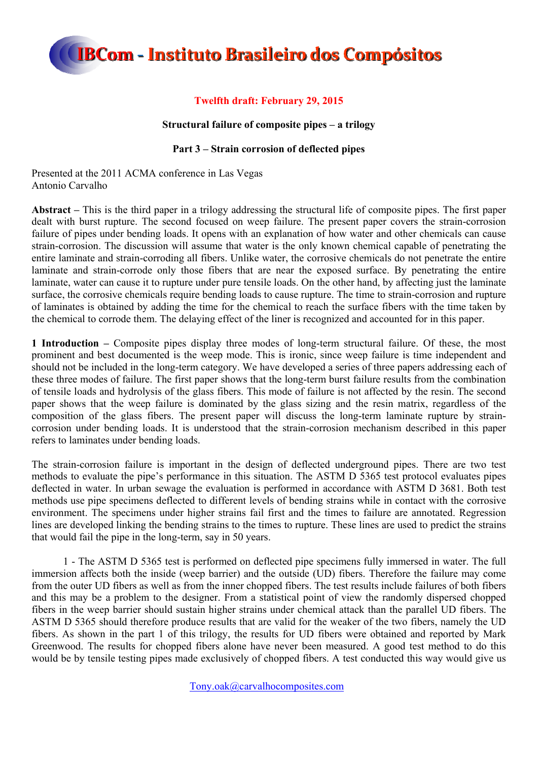# IBCom - Instituto Brasileiro dos Compósitos

**Twelfth draft: February 29, 2015**

**Structural failure of composite pipes – a trilogy**

**Part 3 – Strain corrosion of deflected pipes**

Presented at the 2011 ACMA conference in Las Vegas
Antonio Carvalho

**Abstract –** This is the third paper in a trilogy addressing the structural life of composite pipes. The first paper dealt with burst rupture. The second focused on weep failure. The present paper covers the strain-corrosion failure of pipes under bending loads. It opens with an explanation of how water and other chemicals can cause strain-corrosion. The discussion will assume that water is the only known chemical capable of penetrating the entire laminate and strain-corroding all fibers. Unlike water, the corrosive chemicals do not penetrate the entire laminate and strain-corrode only those fibers that are near the exposed surface. By penetrating the entire laminate, water can cause it to rupture under pure tensile loads. On the other hand, by affecting just the laminate surface, the corrosive chemicals require bending loads to cause rupture. The time to strain-corrosion and rupture of laminates is obtained by adding the time for the chemical to reach the surface fibers with the time taken by the chemical to corrode them. The delaying effect of the liner is recognized and accounted for in this paper.

**1 Introduction –** Composite pipes display three modes of long-term structural failure. Of these, the most prominent and best documented is the weep mode. This is ironic, since weep failure is time independent and should not be included in the long-term category. We have developed a series of three papers addressing each of these three modes of failure. The first paper shows that the long-term burst failure results from the combination of tensile loads and hydrolysis of the glass fibers. This mode of failure is not affected by the resin. The second paper shows that the weep failure is dominated by the glass sizing and the resin matrix, regardless of the composition of the glass fibers. The present paper will discuss the long-term laminate rupture by strain-corrosion under bending loads. It is understood that the strain-corrosion mechanism described in this paper refers to laminates under bending loads.

The strain-corrosion failure is important in the design of deflected underground pipes. There are two test methods to evaluate the pipe's performance in this situation. The ASTM D 5365 test protocol evaluates pipes deflected in water. In urban sewage the evaluation is performed in accordance with ASTM D 3681. Both test methods use pipe specimens deflected to different levels of bending strains while in contact with the corrosive environment. The specimens under higher strains fail first and the times to failure are annotated. Regression lines are developed linking the bending strains to the times to rupture. These lines are used to predict the strains that would fail the pipe in the long-term, say in 50 years.

1 - The ASTM D 5365 test is performed on deflected pipe specimens fully immersed in water. The full immersion affects both the inside (weep barrier) and the outside (UD) fibers. Therefore the failure may come from the outer UD fibers as well as from the inner chopped fibers. The test results include failures of both fibers and this may be a problem to the designer. From a statistical point of view the randomly dispersed chopped fibers in the weep barrier should sustain higher strains under chemical attack than the parallel UD fibers. The ASTM D 5365 should therefore produce results that are valid for the weaker of the two fibers, namely the UD fibers. As shown in the part 1 of this trilogy, the results for UD fibers were obtained and reported by Mark Greenwood. The results for chopped fibers alone have never been measured. A good test method to do this would be by tensile testing pipes made exclusively of chopped fibers. A test conducted this way would give us

Tony.oak@carvalhocomposites.com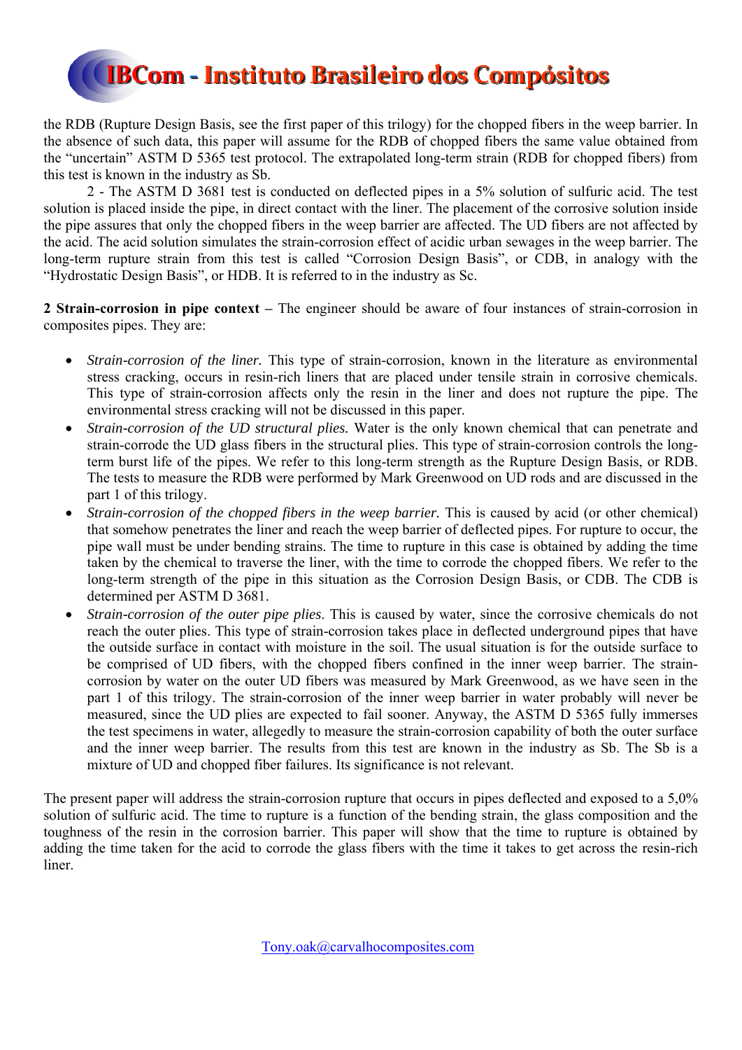the RDB (Rupture Design Basis, see the first paper of this trilogy) for the chopped fibers in the weep barrier. In the absence of such data, this paper will assume for the RDB of chopped fibers the same value obtained from the "uncertain" ASTM D 5365 test protocol. The extrapolated long-term strain (RDB for chopped fibers) from this test is known in the industry as Sb.

2 - The ASTM D 3681 test is conducted on deflected pipes in a 5% solution of sulfuric acid. The test solution is placed inside the pipe, in direct contact with the liner. The placement of the corrosive solution inside the pipe assures that only the chopped fibers in the weep barrier are affected. The UD fibers are not affected by the acid. The acid solution simulates the strain-corrosion effect of acidic urban sewages in the weep barrier. The long-term rupture strain from this test is called "Corrosion Design Basis", or CDB, in analogy with the "Hydrostatic Design Basis", or HDB. It is referred to in the industry as Sc.

**2 Strain-corrosion in pipe context –** The engineer should be aware of four instances of strain-corrosion in composites pipes. They are:

- *Strain-corrosion of the liner.* This type of strain-corrosion, known in the literature as environmental stress cracking, occurs in resin-rich liners that are placed under tensile strain in corrosive chemicals. This type of strain-corrosion affects only the resin in the liner and does not rupture the pipe. The environmental stress cracking will not be discussed in this paper.
- *Strain-corrosion of the UD structural plies.* Water is the only known chemical that can penetrate and strain-corrode the UD glass fibers in the structural plies. This type of strain-corrosion controls the long-term burst life of the pipes. We refer to this long-term strength as the Rupture Design Basis, or RDB. The tests to measure the RDB were performed by Mark Greenwood on UD rods and are discussed in the part 1 of this trilogy.
- *Strain-corrosion of the chopped fibers in the weep barrier.* This is caused by acid (or other chemical) that somehow penetrates the liner and reach the weep barrier of deflected pipes. For rupture to occur, the pipe wall must be under bending strains. The time to rupture in this case is obtained by adding the time taken by the chemical to traverse the liner, with the time to corrode the chopped fibers. We refer to the long-term strength of the pipe in this situation as the Corrosion Design Basis, or CDB. The CDB is determined per ASTM D 3681.
- *Strain-corrosion of the outer pipe plies.* This is caused by water, since the corrosive chemicals do not reach the outer plies. This type of strain-corrosion takes place in deflected underground pipes that have the outside surface in contact with moisture in the soil. The usual situation is for the outside surface to be comprised of UD fibers, with the chopped fibers confined in the inner weep barrier. The strain-corrosion by water on the outer UD fibers was measured by Mark Greenwood, as we have seen in the part 1 of this trilogy. The strain-corrosion of the inner weep barrier in water probably will never be measured, since the UD plies are expected to fail sooner. Anyway, the ASTM D 5365 fully immerses the test specimens in water, allegedly to measure the strain-corrosion capability of both the outer surface and the inner weep barrier. The results from this test are known in the industry as Sb. The Sb is a mixture of UD and chopped fiber failures. Its significance is not relevant.

The present paper will address the strain-corrosion rupture that occurs in pipes deflected and exposed to a 5,0% solution of sulfuric acid. The time to rupture is a function of the bending strain, the glass composition and the toughness of the resin in the corrosion barrier. This paper will show that the time to rupture is obtained by adding the time taken for the acid to corrode the glass fibers with the time it takes to get across the resin-rich liner.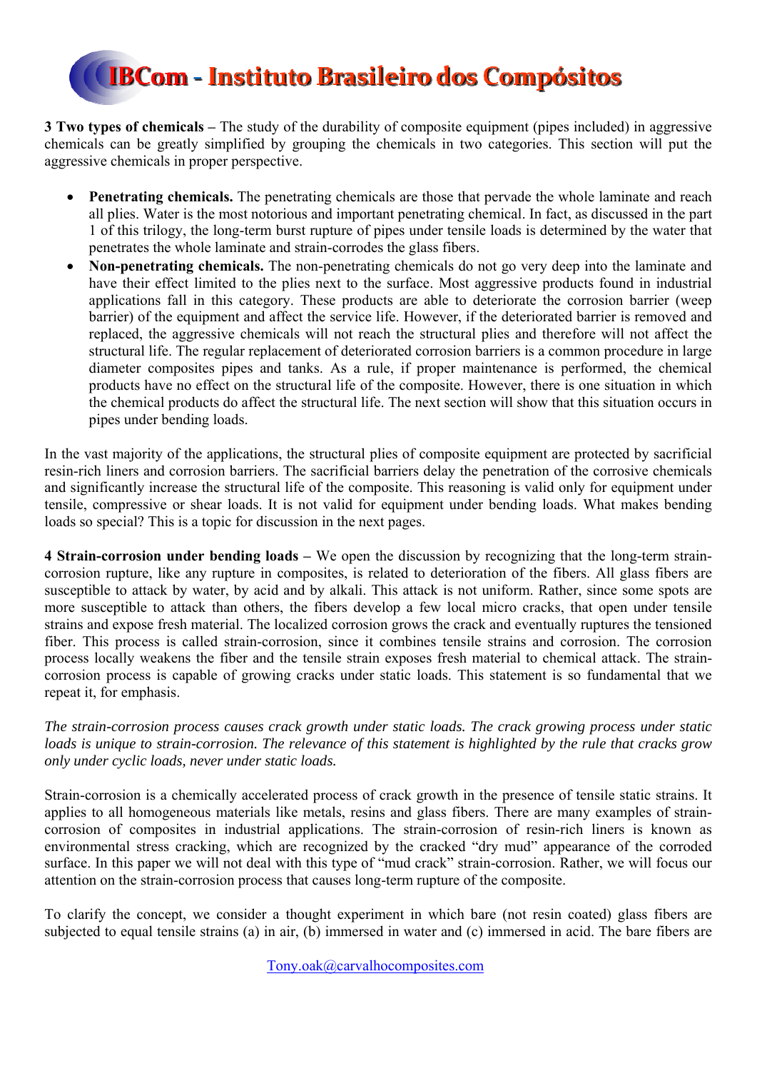**3 Two types of chemicals –** The study of the durability of composite equipment (pipes included) in aggressive chemicals can be greatly simplified by grouping the chemicals in two categories. This section will put the aggressive chemicals in proper perspective.

- **Penetrating chemicals.** The penetrating chemicals are those that pervade the whole laminate and reach all plies. Water is the most notorious and important penetrating chemical. In fact, as discussed in the part 1 of this trilogy, the long-term burst rupture of pipes under tensile loads is determined by the water that penetrates the whole laminate and strain-corrodes the glass fibers.
- **Non-penetrating chemicals.** The non-penetrating chemicals do not go very deep into the laminate and have their effect limited to the plies next to the surface. Most aggressive products found in industrial applications fall in this category. These products are able to deteriorate the corrosion barrier (weep barrier) of the equipment and affect the service life. However, if the deteriorated barrier is removed and replaced, the aggressive chemicals will not reach the structural plies and therefore will not affect the structural life. The regular replacement of deteriorated corrosion barriers is a common procedure in large diameter composites pipes and tanks. As a rule, if proper maintenance is performed, the chemical products have no effect on the structural life of the composite. However, there is one situation in which the chemical products do affect the structural life. The next section will show that this situation occurs in pipes under bending loads.

In the vast majority of the applications, the structural plies of composite equipment are protected by sacrificial resin-rich liners and corrosion barriers. The sacrificial barriers delay the penetration of the corrosive chemicals and significantly increase the structural life of the composite. This reasoning is valid only for equipment under tensile, compressive or shear loads. It is not valid for equipment under bending loads. What makes bending loads so special? This is a topic for discussion in the next pages.

**4 Strain-corrosion under bending loads –** We open the discussion by recognizing that the long-term strain-corrosion rupture, like any rupture in composites, is related to deterioration of the fibers. All glass fibers are susceptible to attack by water, by acid and by alkali. This attack is not uniform. Rather, since some spots are more susceptible to attack than others, the fibers develop a few local micro cracks, that open under tensile strains and expose fresh material. The localized corrosion grows the crack and eventually ruptures the tensioned fiber. This process is called strain-corrosion, since it combines tensile strains and corrosion. The corrosion process locally weakens the fiber and the tensile strain exposes fresh material to chemical attack. The strain-corrosion process is capable of growing cracks under static loads. This statement is so fundamental that we repeat it, for emphasis.

*The strain-corrosion process causes crack growth under static loads. The crack growing process under static loads is unique to strain-corrosion. The relevance of this statement is highlighted by the rule that cracks grow only under cyclic loads, never under static loads.*

Strain-corrosion is a chemically accelerated process of crack growth in the presence of tensile static strains. It applies to all homogeneous materials like metals, resins and glass fibers. There are many examples of strain-corrosion of composites in industrial applications. The strain-corrosion of resin-rich liners is known as environmental stress cracking, which are recognized by the cracked "dry mud" appearance of the corroded surface. In this paper we will not deal with this type of "mud crack" strain-corrosion. Rather, we will focus our attention on the strain-corrosion process that causes long-term rupture of the composite.

To clarify the concept, we consider a thought experiment in which bare (not resin coated) glass fibers are subjected to equal tensile strains (a) in air, (b) immersed in water and (c) immersed in acid. The bare fibers are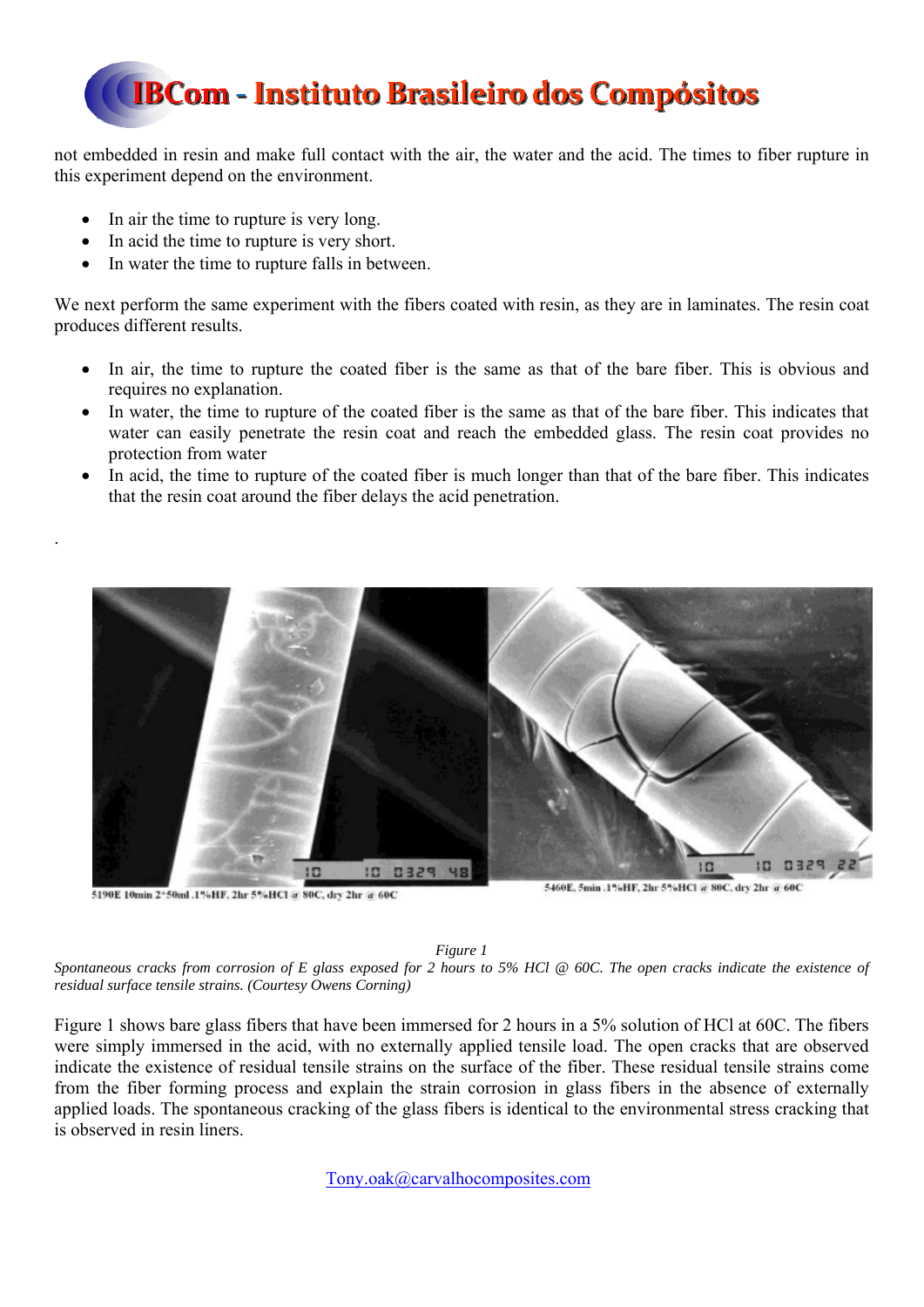not embedded in resin and make full contact with the air, the water and the acid. The times to fiber rupture in this experiment depend on the environment.

- In air the time to rupture is very long.
- In acid the time to rupture is very short.
- In water the time to rupture falls in between.

We next perform the same experiment with the fibers coated with resin, as they are in laminates. The resin coat produces different results.

- In air, the time to rupture the coated fiber is the same as that of the bare fiber. This is obvious and requires no explanation.
- In water, the time to rupture of the coated fiber is the same as that of the bare fiber. This indicates that water can easily penetrate the resin coat and reach the embedded glass. The resin coat provides no protection from water
- In acid, the time to rupture of the coated fiber is much longer than that of the bare fiber. This indicates that the resin coat around the fiber delays the acid penetration.

.

5190E 10min 2*50ml .1%HF, 2hr 5%HCl @ 80C, dry 2hr @ 60C

5460E, 5min .1%HF, 2hr 5%HCl @ 80C, dry 2hr @ 60C

*Figure 1*

*Spontaneous cracks from corrosion of E glass exposed for 2 hours to 5% HCl @ 60C. The open cracks indicate the existence of residual surface tensile strains. (Courtesy Owens Corning)*

Figure 1 shows bare glass fibers that have been immersed for 2 hours in a 5% solution of HCl at 60C. The fibers were simply immersed in the acid, with no externally applied tensile load. The open cracks that are observed indicate the existence of residual tensile strains on the surface of the fiber. These residual tensile strains come from the fiber forming process and explain the strain corrosion in glass fibers in the absence of externally applied loads. The spontaneous cracking of the glass fibers is identical to the environmental stress cracking that is observed in resin liners.

Tony.oak@carvalhocomposites.com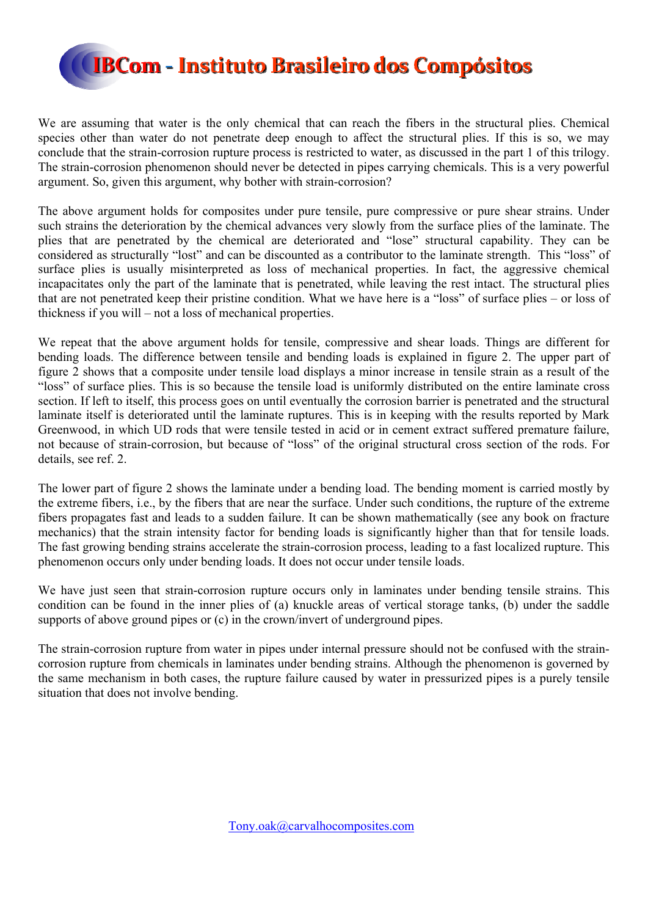We are assuming that water is the only chemical that can reach the fibers in the structural plies. Chemical species other than water do not penetrate deep enough to affect the structural plies. If this is so, we may conclude that the strain-corrosion rupture process is restricted to water, as discussed in the part 1 of this trilogy. The strain-corrosion phenomenon should never be detected in pipes carrying chemicals. This is a very powerful argument. So, given this argument, why bother with strain-corrosion?

The above argument holds for composites under pure tensile, pure compressive or pure shear strains. Under such strains the deterioration by the chemical advances very slowly from the surface plies of the laminate. The plies that are penetrated by the chemical are deteriorated and "lose" structural capability. They can be considered as structurally "lost" and can be discounted as a contributor to the laminate strength. This "loss" of surface plies is usually misinterpreted as loss of mechanical properties. In fact, the aggressive chemical incapacitates only the part of the laminate that is penetrated, while leaving the rest intact. The structural plies that are not penetrated keep their pristine condition. What we have here is a "loss" of surface plies – or loss of thickness if you will – not a loss of mechanical properties.

We repeat that the above argument holds for tensile, compressive and shear loads. Things are different for bending loads. The difference between tensile and bending loads is explained in figure 2. The upper part of figure 2 shows that a composite under tensile load displays a minor increase in tensile strain as a result of the "loss" of surface plies. This is so because the tensile load is uniformly distributed on the entire laminate cross section. If left to itself, this process goes on until eventually the corrosion barrier is penetrated and the structural laminate itself is deteriorated until the laminate ruptures. This is in keeping with the results reported by Mark Greenwood, in which UD rods that were tensile tested in acid or in cement extract suffered premature failure, not because of strain-corrosion, but because of "loss" of the original structural cross section of the rods. For details, see ref. 2.

The lower part of figure 2 shows the laminate under a bending load. The bending moment is carried mostly by the extreme fibers, i.e., by the fibers that are near the surface. Under such conditions, the rupture of the extreme fibers propagates fast and leads to a sudden failure. It can be shown mathematically (see any book on fracture mechanics) that the strain intensity factor for bending loads is significantly higher than that for tensile loads. The fast growing bending strains accelerate the strain-corrosion process, leading to a fast localized rupture. This phenomenon occurs only under bending loads. It does not occur under tensile loads.

We have just seen that strain-corrosion rupture occurs only in laminates under bending tensile strains. This condition can be found in the inner plies of (a) knuckle areas of vertical storage tanks, (b) under the saddle supports of above ground pipes or (c) in the crown/invert of underground pipes.

The strain-corrosion rupture from water in pipes under internal pressure should not be confused with the strain-corrosion rupture from chemicals in laminates under bending strains. Although the phenomenon is governed by the same mechanism in both cases, the rupture failure caused by water in pressurized pipes is a purely tensile situation that does not involve bending.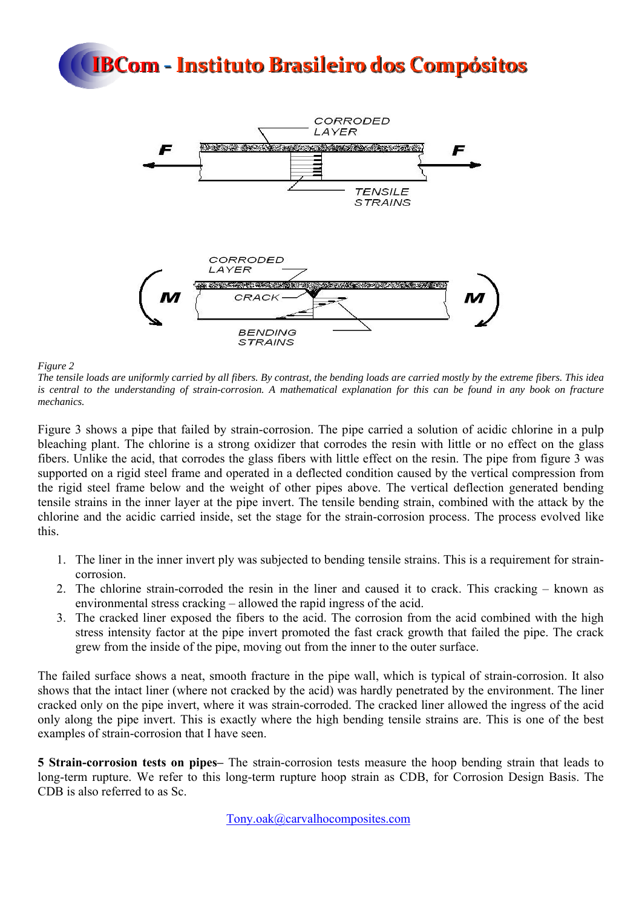CORRODED LAYER

F

F

TENSILE STRAINS

CORRODED LAYER

M

CRACK

M

BENDING STRAINS

*Figure 2*
*The tensile loads are uniformly carried by all fibers. By contrast, the bending loads are carried mostly by the extreme fibers. This idea is central to the understanding of strain-corrosion. A mathematical explanation for this can be found in any book on fracture mechanics.*

Figure 3 shows a pipe that failed by strain-corrosion. The pipe carried a solution of acidic chlorine in a pulp bleaching plant. The chlorine is a strong oxidizer that corrodes the resin with little or no effect on the glass fibers. Unlike the acid, that corrodes the glass fibers with little effect on the resin. The pipe from figure 3 was supported on a rigid steel frame and operated in a deflected condition caused by the vertical compression from the rigid steel frame below and the weight of other pipes above. The vertical deflection generated bending tensile strains in the inner layer at the pipe invert. The tensile bending strain, combined with the attack by the chlorine and the acidic carried inside, set the stage for the strain-corrosion process. The process evolved like this.

1. The liner in the inner invert ply was subjected to bending tensile strains. This is a requirement for strain-corrosion.
2. The chlorine strain-corroded the resin in the liner and caused it to crack. This cracking – known as environmental stress cracking – allowed the rapid ingress of the acid.
3. The cracked liner exposed the fibers to the acid. The corrosion from the acid combined with the high stress intensity factor at the pipe invert promoted the fast crack growth that failed the pipe. The crack grew from the inside of the pipe, moving out from the inner to the outer surface.

The failed surface shows a neat, smooth fracture in the pipe wall, which is typical of strain-corrosion. It also shows that the intact liner (where not cracked by the acid) was hardly penetrated by the environment. The liner cracked only on the pipe invert, where it was strain-corroded. The cracked liner allowed the ingress of the acid only along the pipe invert. This is exactly where the high bending tensile strains are. This is one of the best examples of strain-corrosion that I have seen.

**5 Strain-corrosion tests on pipes–** The strain-corrosion tests measure the hoop bending strain that leads to long-term rupture. We refer to this long-term rupture hoop strain as CDB, for Corrosion Design Basis. The CDB is also referred to as Sc.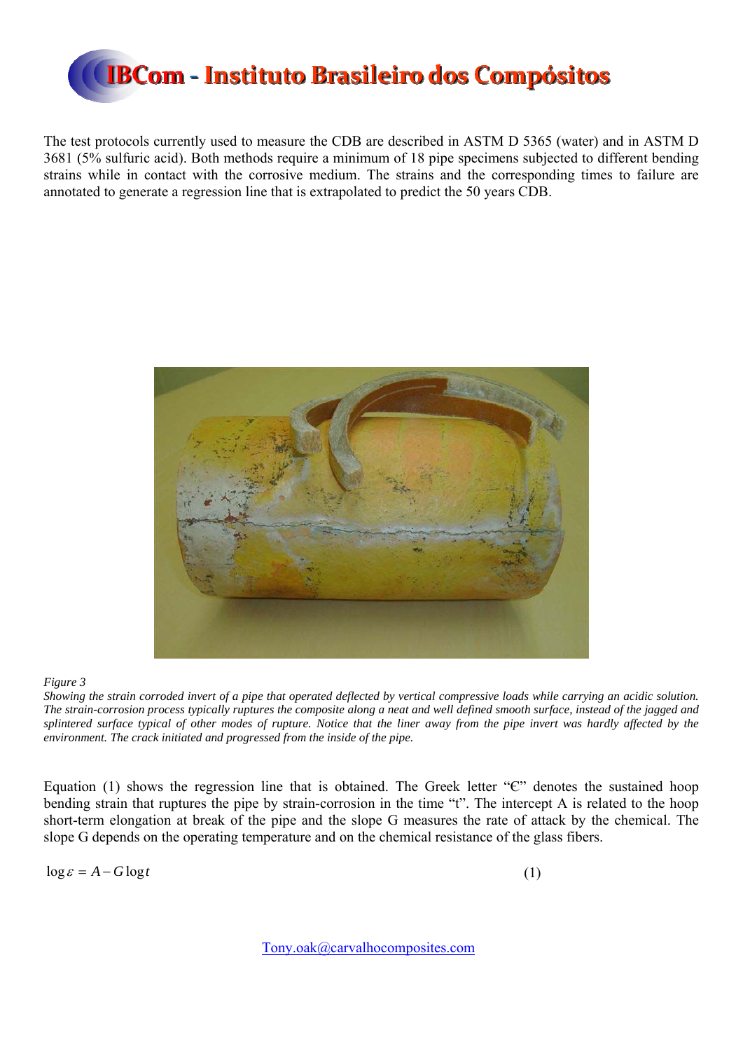The test protocols currently used to measure the CDB are described in ASTM D 5365 (water) and in ASTM D 3681 (5% sulfuric acid). Both methods require a minimum of 18 pipe specimens subjected to different bending strains while in contact with the corrosive medium. The strains and the corresponding times to failure are annotated to generate a regression line that is extrapolated to predict the 50 years CDB.

*Figure 3*

*Showing the strain corroded invert of a pipe that operated deflected by vertical compressive loads while carrying an acidic solution. The strain-corrosion process typically ruptures the composite along a neat and well defined smooth surface, instead of the jagged and splintered surface typical of other modes of rupture. Notice that the liner away from the pipe invert was hardly affected by the environment. The crack initiated and progressed from the inside of the pipe.*

Equation (1) shows the regression line that is obtained. The Greek letter "Є" denotes the sustained hoop bending strain that ruptures the pipe by strain-corrosion in the time "t". The intercept A is related to the hoop short-term elongation at break of the pipe and the slope G measures the rate of attack by the chemical. The slope G depends on the operating temperature and on the chemical resistance of the glass fibers.

$$\log \varepsilon = A - G \log t \qquad (1)$$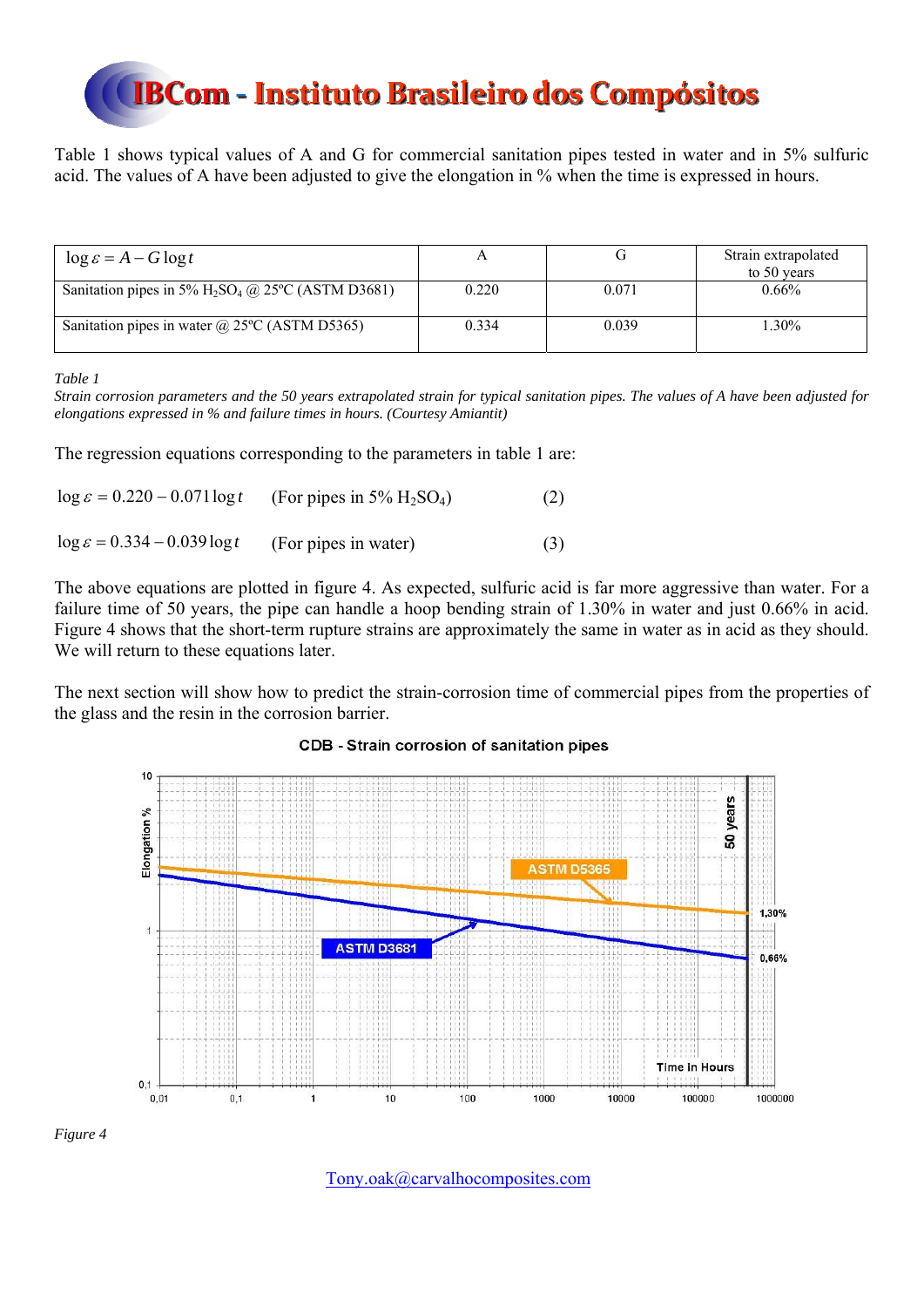Table 1 shows typical values of A and G for commercial sanitation pipes tested in water and in 5% sulfuric acid. The values of A have been adjusted to give the elongation in % when the time is expressed in hours.

| $\log \varepsilon = A - G \log t$ | A | G | Strain extrapolated to 50 years |
|---|---|---|---|
| Sanitation pipes in 5% $H_2SO_4$ @ 25ºC (ASTM D3681) | 0.220 | 0.071 | 0.66% |
| Sanitation pipes in water @ 25ºC (ASTM D5365) | 0.334 | 0.039 | 1.30% |

*Table 1*
*Strain corrosion parameters and the 50 years extrapolated strain for typical sanitation pipes. The values of A have been adjusted for elongations expressed in % and failure times in hours. (Courtesy Amiantit)*

The regression equations corresponding to the parameters in table 1 are:

$$\log \varepsilon = 0.220 - 0.071 \log t \qquad \text{(For pipes in 5\% } H_2SO_4\text{)} \qquad (2)$$

$$\log \varepsilon = 0.334 - 0.039 \log t \qquad \text{(For pipes in water)} \qquad (3)$$

The above equations are plotted in figure 4. As expected, sulfuric acid is far more aggressive than water. For a failure time of 50 years, the pipe can handle a hoop bending strain of 1.30% in water and just 0.66% in acid. Figure 4 shows that the short-term rupture strains are approximately the same in water as in acid as they should. We will return to these equations later.

The next section will show how to predict the strain-corrosion time of commercial pipes from the properties of the glass and the resin in the corrosion barrier.

CDB - Strain corrosion of sanitation pipes

Elongation %

10

1

0,1

0,01 0,1 1 10 100 1000 10000 100000 1000000

Time in Hours

50 years

ASTM D5365

ASTM D3681

1,30%

0,66%

*Figure 4*

Tony.oak@carvalhocomposites.com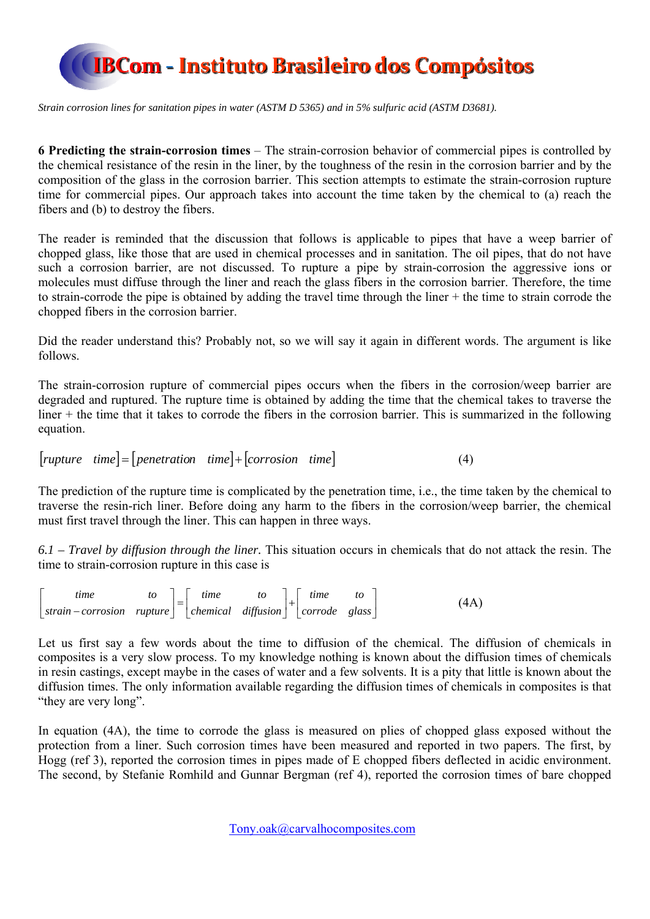*Strain corrosion lines for sanitation pipes in water (ASTM D 5365) and in 5% sulfuric acid (ASTM D3681).*

**6 Predicting the strain-corrosion times** – The strain-corrosion behavior of commercial pipes is controlled by the chemical resistance of the resin in the liner, by the toughness of the resin in the corrosion barrier and by the composition of the glass in the corrosion barrier. This section attempts to estimate the strain-corrosion rupture time for commercial pipes. Our approach takes into account the time taken by the chemical to (a) reach the fibers and (b) to destroy the fibers.

The reader is reminded that the discussion that follows is applicable to pipes that have a weep barrier of chopped glass, like those that are used in chemical processes and in sanitation. The oil pipes, that do not have such a corrosion barrier, are not discussed. To rupture a pipe by strain-corrosion the aggressive ions or molecules must diffuse through the liner and reach the glass fibers in the corrosion barrier. Therefore, the time to strain-corrode the pipe is obtained by adding the travel time through the liner + the time to strain corrode the chopped fibers in the corrosion barrier.

Did the reader understand this? Probably not, so we will say it again in different words. The argument is like follows.

The strain-corrosion rupture of commercial pipes occurs when the fibers in the corrosion/weep barrier are degraded and ruptured. The rupture time is obtained by adding the time that the chemical takes to traverse the liner + the time that it takes to corrode the fibers in the corrosion barrier. This is summarized in the following equation.

$$[rupture \quad time] = [penetration \quad time] + [corrosion \quad time] \tag{4}$$

The prediction of the rupture time is complicated by the penetration time, i.e., the time taken by the chemical to traverse the resin-rich liner. Before doing any harm to the fibers in the corrosion/weep barrier, the chemical must first travel through the liner. This can happen in three ways.

*6.1 – Travel by diffusion through the liner.* This situation occurs in chemicals that do not attack the resin. The time to strain-corrosion rupture in this case is

$$\begin{bmatrix} time & to \\ strain-corrosion & rupture \end{bmatrix} = \begin{bmatrix} time & to \\ chemical & diffusion \end{bmatrix} + \begin{bmatrix} time & to \\ corrode & glass \end{bmatrix} \tag{4A}$$

Let us first say a few words about the time to diffusion of the chemical. The diffusion of chemicals in composites is a very slow process. To my knowledge nothing is known about the diffusion times of chemicals in resin castings, except maybe in the cases of water and a few solvents. It is a pity that little is known about the diffusion times. The only information available regarding the diffusion times of chemicals in composites is that "they are very long".

In equation (4A), the time to corrode the glass is measured on plies of chopped glass exposed without the protection from a liner. Such corrosion times have been measured and reported in two papers. The first, by Hogg (ref 3), reported the corrosion times in pipes made of E chopped fibers deflected in acidic environment. The second, by Stefanie Romhild and Gunnar Bergman (ref 4), reported the corrosion times of bare chopped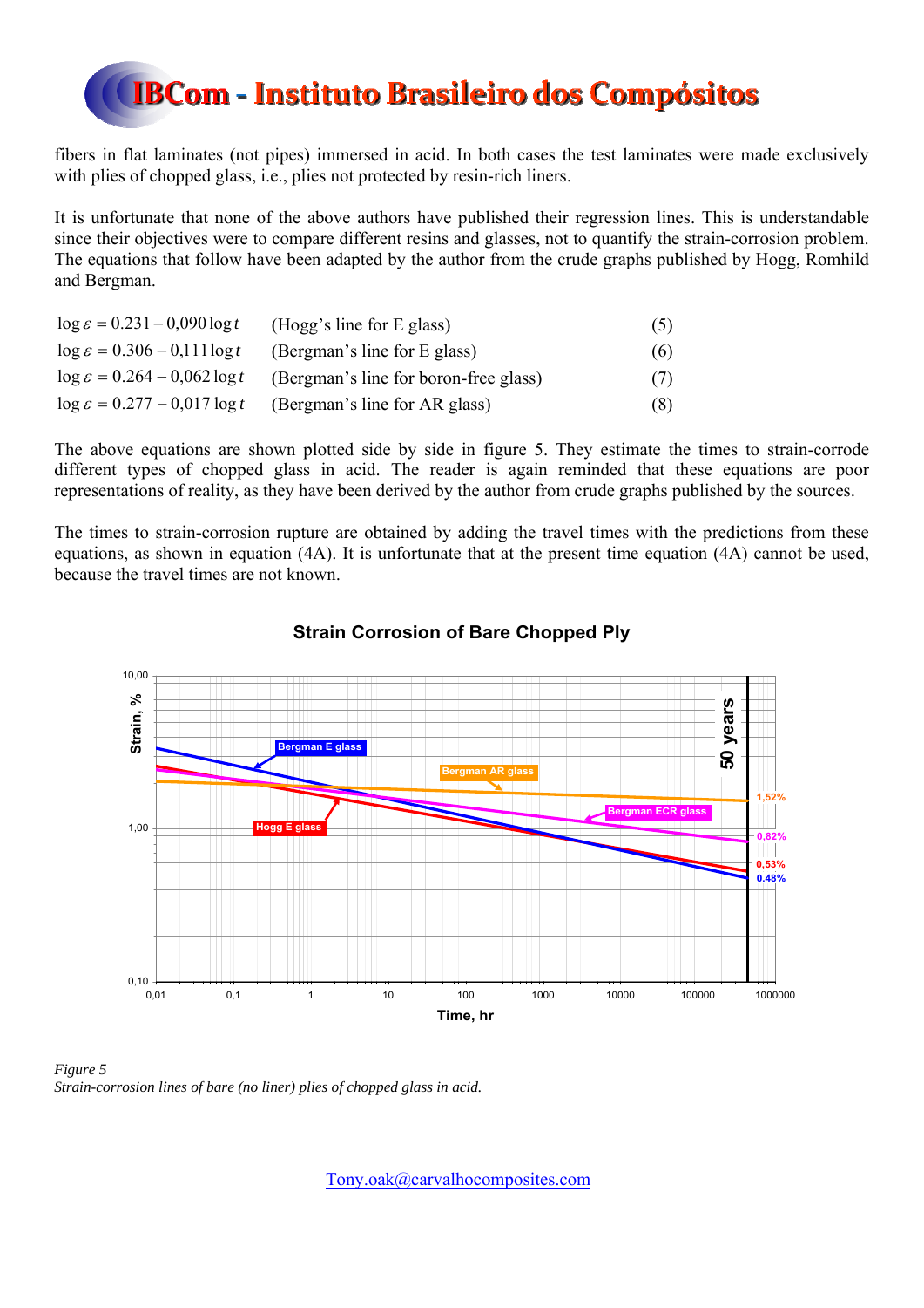fibers in flat laminates (not pipes) immersed in acid. In both cases the test laminates were made exclusively with plies of chopped glass, i.e., plies not protected by resin-rich liners.

It is unfortunate that none of the above authors have published their regression lines. This is understandable since their objectives were to compare different resins and glasses, not to quantify the strain-corrosion problem. The equations that follow have been adapted by the author from the crude graphs published by Hogg, Romhild and Bergman.

$$\log \varepsilon = 0.231 - 0{,}090 \log t \qquad \text{(Hogg's line for E glass)} \qquad (5)$$

$$\log \varepsilon = 0.306 - 0{,}111 \log t \qquad \text{(Bergman's line for E glass)} \qquad (6)$$

$$\log \varepsilon = 0.264 - 0{,}062 \log t \qquad \text{(Bergman's line for boron-free glass)} \qquad (7)$$

$$\log \varepsilon = 0.277 - 0{,}017 \log t \qquad \text{(Bergman's line for AR glass)} \qquad (8)$$

The above equations are shown plotted side by side in figure 5. They estimate the times to strain-corrode different types of chopped glass in acid. The reader is again reminded that these equations are poor representations of reality, as they have been derived by the author from crude graphs published by the sources.

The times to strain-corrosion rupture are obtained by adding the travel times with the predictions from these equations, as shown in equation (4A). It is unfortunate that at the present time equation (4A) cannot be used, because the travel times are not known.

Strain Corrosion of Bare Chopped Ply

Strain, %

10,00

1,00

0,10

0,01 0,1 1 10 100 1000 10000 100000 1000000

Time, hr

Bergman E glass

Bergman AR glass

Bergman ECR glass

Hogg E glass

50 years

1,52%

0,82%

0,53%

0,48%

*Figure 5*
*Strain-corrosion lines of bare (no liner) plies of chopped glass in acid.*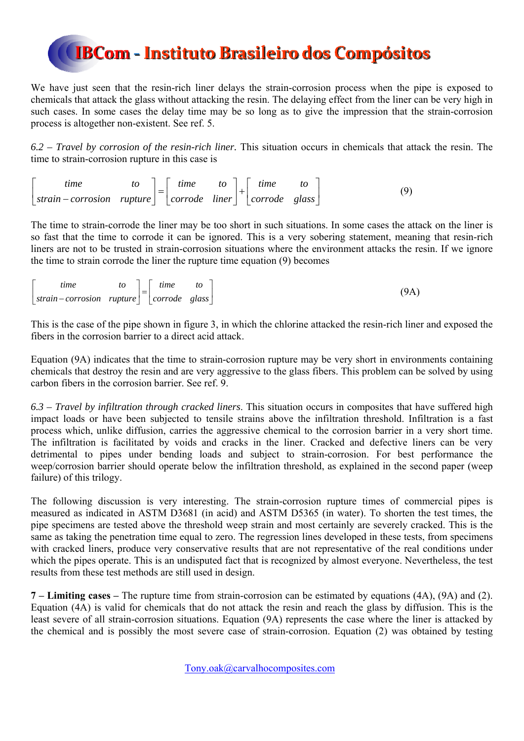We have just seen that the resin-rich liner delays the strain-corrosion process when the pipe is exposed to chemicals that attack the glass without attacking the resin. The delaying effect from the liner can be very high in such cases. In some cases the delay time may be so long as to give the impression that the strain-corrosion process is altogether non-existent. See ref. 5.

*6.2 – Travel by corrosion of the resin-rich liner.* This situation occurs in chemicals that attack the resin. The time to strain-corrosion rupture in this case is

$$\begin{bmatrix} time \quad to \\ strain-corrosion \quad rupture \end{bmatrix} = \begin{bmatrix} time \quad to \\ corrode \quad liner \end{bmatrix} + \begin{bmatrix} time \quad to \\ corrode \quad glass \end{bmatrix} \tag{9}$$

The time to strain-corrode the liner may be too short in such situations. In some cases the attack on the liner is so fast that the time to corrode it can be ignored. This is a very sobering statement, meaning that resin-rich liners are not to be trusted in strain-corrosion situations where the environment attacks the resin. If we ignore the time to strain corrode the liner the rupture time equation (9) becomes

$$\begin{bmatrix} time \quad to \\ strain-corrosion \quad rupture \end{bmatrix} = \begin{bmatrix} time \quad to \\ corrode \quad glass \end{bmatrix} \tag{9A}$$

This is the case of the pipe shown in figure 3, in which the chlorine attacked the resin-rich liner and exposed the fibers in the corrosion barrier to a direct acid attack.

Equation (9A) indicates that the time to strain-corrosion rupture may be very short in environments containing chemicals that destroy the resin and are very aggressive to the glass fibers. This problem can be solved by using carbon fibers in the corrosion barrier. See ref. 9.

*6.3 – Travel by infiltration through cracked liners.* This situation occurs in composites that have suffered high impact loads or have been subjected to tensile strains above the infiltration threshold. Infiltration is a fast process which, unlike diffusion, carries the aggressive chemical to the corrosion barrier in a very short time. The infiltration is facilitated by voids and cracks in the liner. Cracked and defective liners can be very detrimental to pipes under bending loads and subject to strain-corrosion. For best performance the weep/corrosion barrier should operate below the infiltration threshold, as explained in the second paper (weep failure) of this trilogy.

The following discussion is very interesting. The strain-corrosion rupture times of commercial pipes is measured as indicated in ASTM D3681 (in acid) and ASTM D5365 (in water). To shorten the test times, the pipe specimens are tested above the threshold weep strain and most certainly are severely cracked. This is the same as taking the penetration time equal to zero. The regression lines developed in these tests, from specimens with cracked liners, produce very conservative results that are not representative of the real conditions under which the pipes operate. This is an undisputed fact that is recognized by almost everyone. Nevertheless, the test results from these test methods are still used in design.

**7 – Limiting cases –** The rupture time from strain-corrosion can be estimated by equations (4A), (9A) and (2). Equation (4A) is valid for chemicals that do not attack the resin and reach the glass by diffusion. This is the least severe of all strain-corrosion situations. Equation (9A) represents the case where the liner is attacked by the chemical and is possibly the most severe case of strain-corrosion. Equation (2) was obtained by testing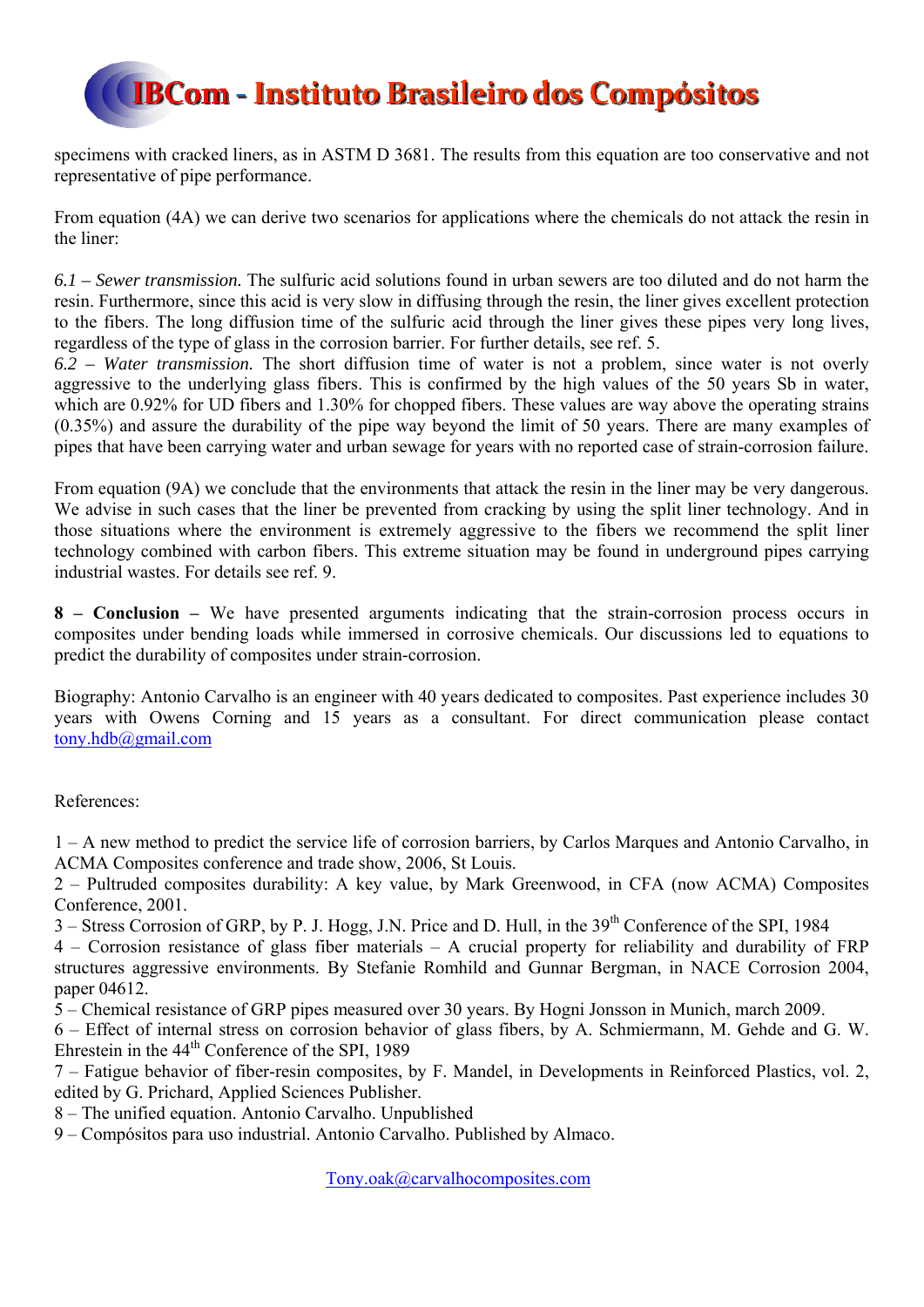specimens with cracked liners, as in ASTM D 3681. The results from this equation are too conservative and not representative of pipe performance.

From equation (4A) we can derive two scenarios for applications where the chemicals do not attack the resin in the liner:

*6.1 – Sewer transmission.* The sulfuric acid solutions found in urban sewers are too diluted and do not harm the resin. Furthermore, since this acid is very slow in diffusing through the resin, the liner gives excellent protection to the fibers. The long diffusion time of the sulfuric acid through the liner gives these pipes very long lives, regardless of the type of glass in the corrosion barrier. For further details, see ref. 5.

*6.2 – Water transmission.* The short diffusion time of water is not a problem, since water is not overly aggressive to the underlying glass fibers. This is confirmed by the high values of the 50 years Sb in water, which are 0.92% for UD fibers and 1.30% for chopped fibers. These values are way above the operating strains (0.35%) and assure the durability of the pipe way beyond the limit of 50 years. There are many examples of pipes that have been carrying water and urban sewage for years with no reported case of strain-corrosion failure.

From equation (9A) we conclude that the environments that attack the resin in the liner may be very dangerous. We advise in such cases that the liner be prevented from cracking by using the split liner technology. And in those situations where the environment is extremely aggressive to the fibers we recommend the split liner technology combined with carbon fibers. This extreme situation may be found in underground pipes carrying industrial wastes. For details see ref. 9.

**8 – Conclusion –** We have presented arguments indicating that the strain-corrosion process occurs in composites under bending loads while immersed in corrosive chemicals. Our discussions led to equations to predict the durability of composites under strain-corrosion.

Biography: Antonio Carvalho is an engineer with 40 years dedicated to composites. Past experience includes 30 years with Owens Corning and 15 years as a consultant. For direct communication please contact tony.hdb@gmail.com

References:

1 – A new method to predict the service life of corrosion barriers, by Carlos Marques and Antonio Carvalho, in ACMA Composites conference and trade show, 2006, St Louis.
2 – Pultruded composites durability: A key value, by Mark Greenwood, in CFA (now ACMA) Composites Conference, 2001.
3 – Stress Corrosion of GRP, by P. J. Hogg, J.N. Price and D. Hull, in the 39th Conference of the SPI, 1984
4 – Corrosion resistance of glass fiber materials – A crucial property for reliability and durability of FRP structures aggressive environments. By Stefanie Romhild and Gunnar Bergman, in NACE Corrosion 2004, paper 04612.
5 – Chemical resistance of GRP pipes measured over 30 years. By Hogni Jonsson in Munich, march 2009.
6 – Effect of internal stress on corrosion behavior of glass fibers, by A. Schmiermann, M. Gehde and G. W. Ehrestein in the 44th Conference of the SPI, 1989
7 – Fatigue behavior of fiber-resin composites, by F. Mandel, in Developments in Reinforced Plastics, vol. 2, edited by G. Prichard, Applied Sciences Publisher.
8 – The unified equation. Antonio Carvalho. Unpublished
9 – Compósitos para uso industrial. Antonio Carvalho. Published by Almaco.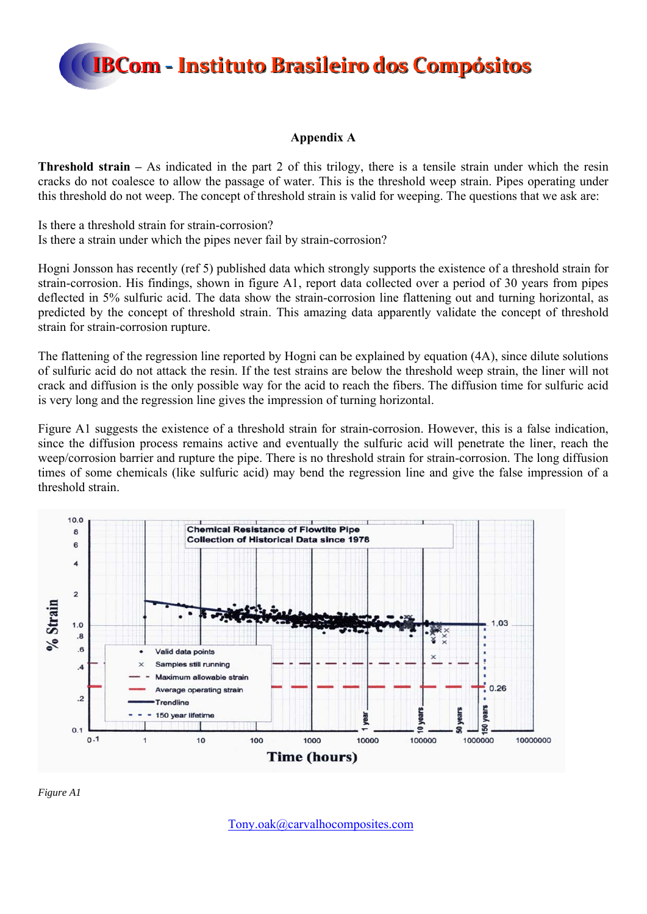# Appendix A

**Threshold strain –** As indicated in the part 2 of this trilogy, there is a tensile strain under which the resin cracks do not coalesce to allow the passage of water. This is the threshold weep strain. Pipes operating under this threshold do not weep. The concept of threshold strain is valid for weeping. The questions that we ask are:

Is there a threshold strain for strain-corrosion?
Is there a strain under which the pipes never fail by strain-corrosion?

Hogni Jonsson has recently (ref 5) published data which strongly supports the existence of a threshold strain for strain-corrosion. His findings, shown in figure A1, report data collected over a period of 30 years from pipes deflected in 5% sulfuric acid. The data show the strain-corrosion line flattening out and turning horizontal, as predicted by the concept of threshold strain. This amazing data apparently validate the concept of threshold strain for strain-corrosion rupture.

The flattening of the regression line reported by Hogni can be explained by equation (4A), since dilute solutions of sulfuric acid do not attack the resin. If the test strains are below the threshold weep strain, the liner will not crack and diffusion is the only possible way for the acid to reach the fibers. The diffusion time for sulfuric acid is very long and the regression line gives the impression of turning horizontal.

Figure A1 suggests the existence of a threshold strain for strain-corrosion. However, this is a false indication, since the diffusion process remains active and eventually the sulfuric acid will penetrate the liner, reach the weep/corrosion barrier and rupture the pipe. There is no threshold strain for strain-corrosion. The long diffusion times of some chemicals (like sulfuric acid) may bend the regression line and give the false impression of a threshold strain.

Chemical Resistance of Flowtite Pipe
Collection of Historical Data since 1978

% Strain

10.0
8
6
4
2
1.0
.8
.6
.4
.2
0.1

Valid data points
Samples still running
Maximum allowable strain
Average operating strain
Trendline
150 year lifetime

1.03
0.26

1 year
10 years
50 years
150 years

0.1 1 10 100 1000 10000 100000 1000000 10000000

Time (hours)

*Figure A1*

Tony.oak@carvalhocomposites.com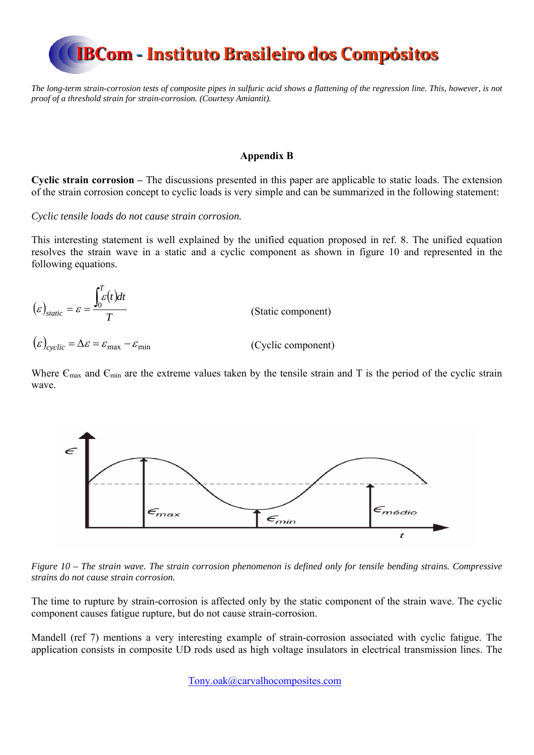*The long-term strain-corrosion tests of composite pipes in sulfuric acid shows a flattening of the regression line. This, however, is not proof of a threshold strain for strain-corrosion. (Courtesy Amiantit).*

## Appendix B

**Cyclic strain corrosion** – The discussions presented in this paper are applicable to static loads. The extension of the strain corrosion concept to cyclic loads is very simple and can be summarized in the following statement:

*Cyclic tensile loads do not cause strain corrosion.*

This interesting statement is well explained by the unified equation proposed in ref. 8. The unified equation resolves the strain wave in a static and a cyclic component as shown in figure 10 and represented in the following equations.

$$(\varepsilon)_{static} = \varepsilon = \frac{\int_0^T \varepsilon(t)dt}{T} \qquad \text{(Static component)}$$

$$(\varepsilon)_{cyclic} = \Delta\varepsilon = \varepsilon_{\max} - \varepsilon_{\min} \qquad \text{(Cyclic component)}$$

Where $\epsilon_{max}$ and $\epsilon_{min}$ are the extreme values taken by the tensile strain and T is the period of the cyclic strain wave.

$\epsilon$

$\epsilon_{max}$

$\epsilon_{min}$

$\epsilon_{médio}$

$t$

*Figure 10 – The strain wave. The strain corrosion phenomenon is defined only for tensile bending strains. Compressive strains do not cause strain corrosion.*

The time to rupture by strain-corrosion is affected only by the static component of the strain wave. The cyclic component causes fatigue rupture, but do not cause strain-corrosion.

Mandell (ref 7) mentions a very interesting example of strain-corrosion associated with cyclic fatigue. The application consists in composite UD rods used as high voltage insulators in electrical transmission lines. The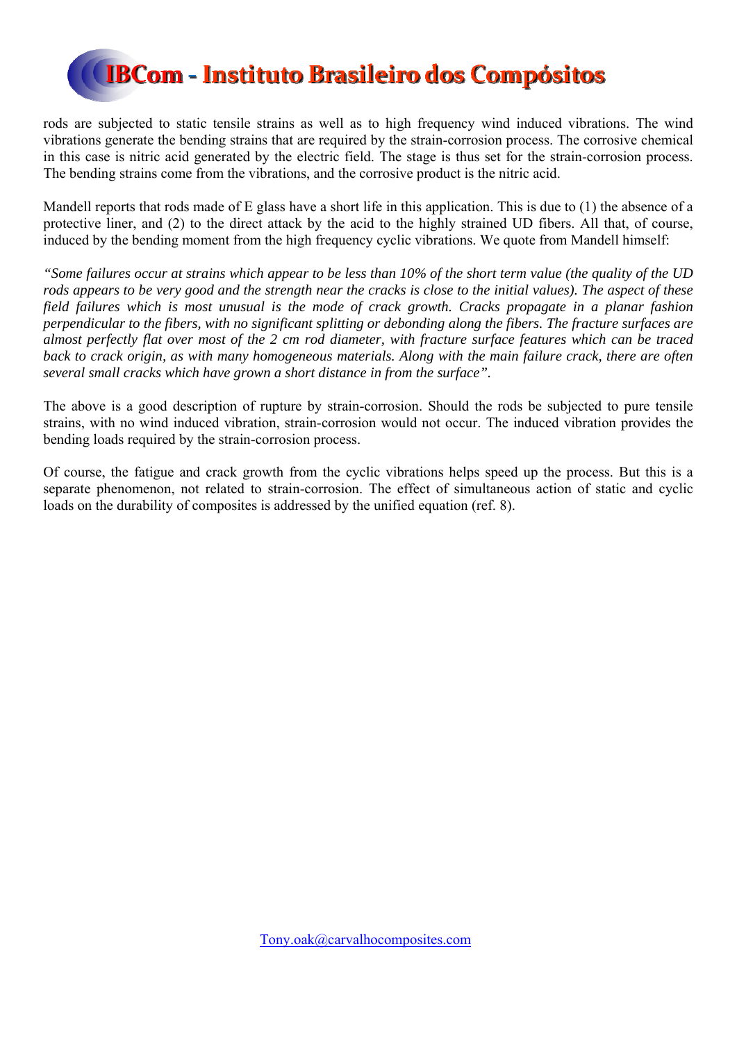rods are subjected to static tensile strains as well as to high frequency wind induced vibrations. The wind vibrations generate the bending strains that are required by the strain-corrosion process. The corrosive chemical in this case is nitric acid generated by the electric field. The stage is thus set for the strain-corrosion process. The bending strains come from the vibrations, and the corrosive product is the nitric acid.

Mandell reports that rods made of E glass have a short life in this application. This is due to (1) the absence of a protective liner, and (2) to the direct attack by the acid to the highly strained UD fibers. All that, of course, induced by the bending moment from the high frequency cyclic vibrations. We quote from Mandell himself:

*"Some failures occur at strains which appear to be less than 10% of the short term value (the quality of the UD rods appears to be very good and the strength near the cracks is close to the initial values). The aspect of these field failures which is most unusual is the mode of crack growth. Cracks propagate in a planar fashion perpendicular to the fibers, with no significant splitting or debonding along the fibers. The fracture surfaces are almost perfectly flat over most of the 2 cm rod diameter, with fracture surface features which can be traced back to crack origin, as with many homogeneous materials. Along with the main failure crack, there are often several small cracks which have grown a short distance in from the surface".*

The above is a good description of rupture by strain-corrosion. Should the rods be subjected to pure tensile strains, with no wind induced vibration, strain-corrosion would not occur. The induced vibration provides the bending loads required by the strain-corrosion process.

Of course, the fatigue and crack growth from the cyclic vibrations helps speed up the process. But this is a separate phenomenon, not related to strain-corrosion. The effect of simultaneous action of static and cyclic loads on the durability of composites is addressed by the unified equation (ref. 8).